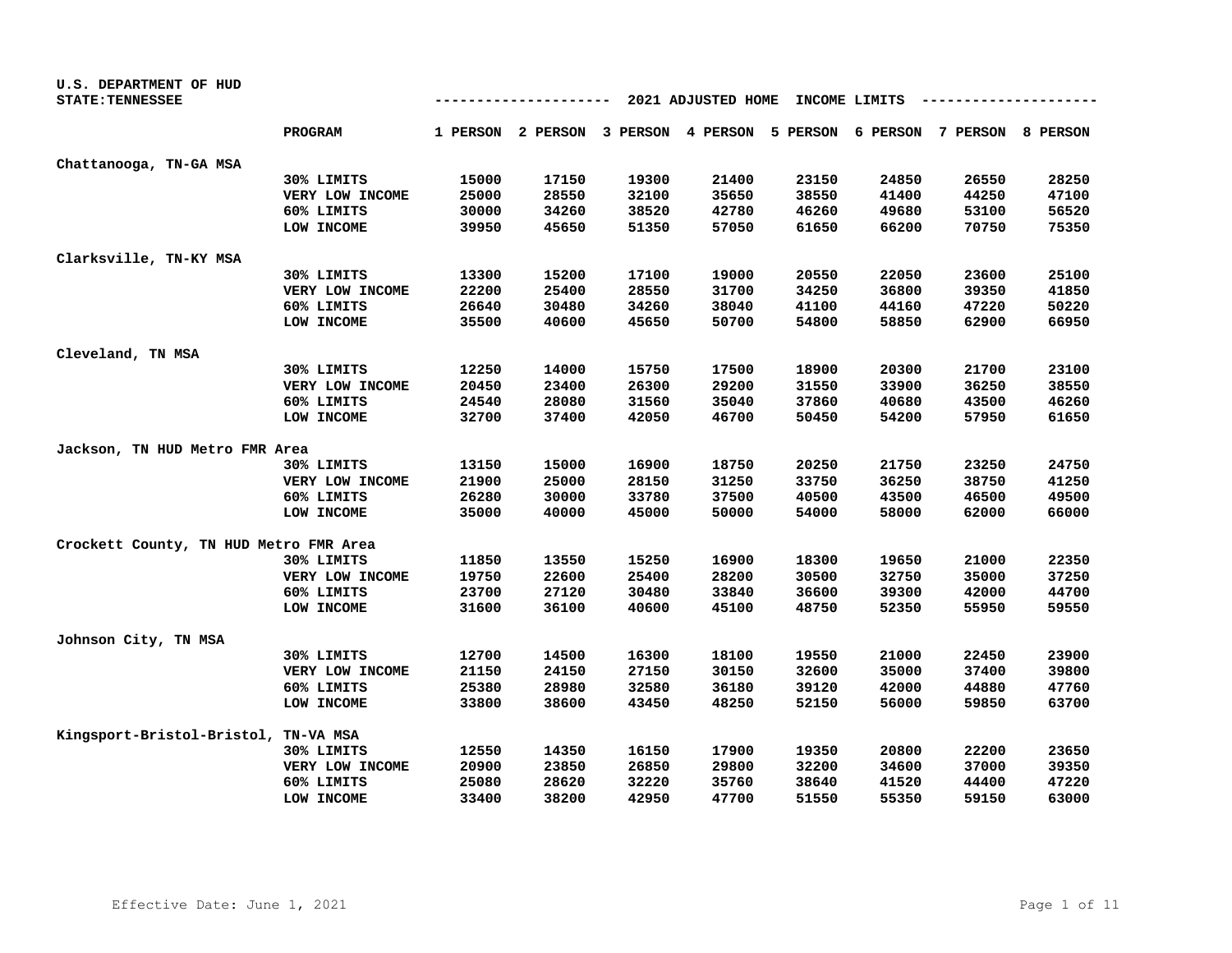U.S. DEPARTMENT OF HUD
STATE: TENNESSEE

## 2021 ADJUSTED HOME INCOME LIMITS

| | PROGRAM | 1 PERSON | 2 PERSON | 3 PERSON | 4 PERSON | 5 PERSON | 6 PERSON | 7 PERSON | 8 PERSON |
|---|---|---|---|---|---|---|---|---|---|
| **Chattanooga, TN-GA MSA** | | | | | | | | | |
| | 30% LIMITS | 15000 | 17150 | 19300 | 21400 | 23150 | 24850 | 26550 | 28250 |
| | VERY LOW INCOME | 25000 | 28550 | 32100 | 35650 | 38550 | 41400 | 44250 | 47100 |
| | 60% LIMITS | 30000 | 34260 | 38520 | 42780 | 46260 | 49680 | 53100 | 56520 |
| | LOW INCOME | 39950 | 45650 | 51350 | 57050 | 61650 | 66200 | 70750 | 75350 |
| **Clarksville, TN-KY MSA** | | | | | | | | | |
| | 30% LIMITS | 13300 | 15200 | 17100 | 19000 | 20550 | 22050 | 23600 | 25100 |
| | VERY LOW INCOME | 22200 | 25400 | 28550 | 31700 | 34250 | 36800 | 39350 | 41850 |
| | 60% LIMITS | 26640 | 30480 | 34260 | 38040 | 41100 | 44160 | 47220 | 50220 |
| | LOW INCOME | 35500 | 40600 | 45650 | 50700 | 54800 | 58850 | 62900 | 66950 |
| **Cleveland, TN MSA** | | | | | | | | | |
| | 30% LIMITS | 12250 | 14000 | 15750 | 17500 | 18900 | 20300 | 21700 | 23100 |
| | VERY LOW INCOME | 20450 | 23400 | 26300 | 29200 | 31550 | 33900 | 36250 | 38550 |
| | 60% LIMITS | 24540 | 28080 | 31560 | 35040 | 37860 | 40680 | 43500 | 46260 |
| | LOW INCOME | 32700 | 37400 | 42050 | 46700 | 50450 | 54200 | 57950 | 61650 |
| **Jackson, TN HUD Metro FMR Area** | | | | | | | | | |
| | 30% LIMITS | 13150 | 15000 | 16900 | 18750 | 20250 | 21750 | 23250 | 24750 |
| | VERY LOW INCOME | 21900 | 25000 | 28150 | 31250 | 33750 | 36250 | 38750 | 41250 |
| | 60% LIMITS | 26280 | 30000 | 33780 | 37500 | 40500 | 43500 | 46500 | 49500 |
| | LOW INCOME | 35000 | 40000 | 45000 | 50000 | 54000 | 58000 | 62000 | 66000 |
| **Crockett County, TN HUD Metro FMR Area** | | | | | | | | | |
| | 30% LIMITS | 11850 | 13550 | 15250 | 16900 | 18300 | 19650 | 21000 | 22350 |
| | VERY LOW INCOME | 19750 | 22600 | 25400 | 28200 | 30500 | 32750 | 35000 | 37250 |
| | 60% LIMITS | 23700 | 27120 | 30480 | 33840 | 36600 | 39300 | 42000 | 44700 |
| | LOW INCOME | 31600 | 36100 | 40600 | 45100 | 48750 | 52350 | 55950 | 59550 |
| **Johnson City, TN MSA** | | | | | | | | | |
| | 30% LIMITS | 12700 | 14500 | 16300 | 18100 | 19550 | 21000 | 22450 | 23900 |
| | VERY LOW INCOME | 21150 | 24150 | 27150 | 30150 | 32600 | 35000 | 37400 | 39800 |
| | 60% LIMITS | 25380 | 28980 | 32580 | 36180 | 39120 | 42000 | 44880 | 47760 |
| | LOW INCOME | 33800 | 38600 | 43450 | 48250 | 52150 | 56000 | 59850 | 63700 |
| **Kingsport-Bristol-Bristol, TN-VA MSA** | | | | | | | | | |
| | 30% LIMITS | 12550 | 14350 | 16150 | 17900 | 19350 | 20800 | 22200 | 23650 |
| | VERY LOW INCOME | 20900 | 23850 | 26850 | 29800 | 32200 | 34600 | 37000 | 39350 |
| | 60% LIMITS | 25080 | 28620 | 32220 | 35760 | 38640 | 41520 | 44400 | 47220 |
| | LOW INCOME | 33400 | 38200 | 42950 | 47700 | 51550 | 55350 | 59150 | 63000 |

Effective Date: June 1, 2021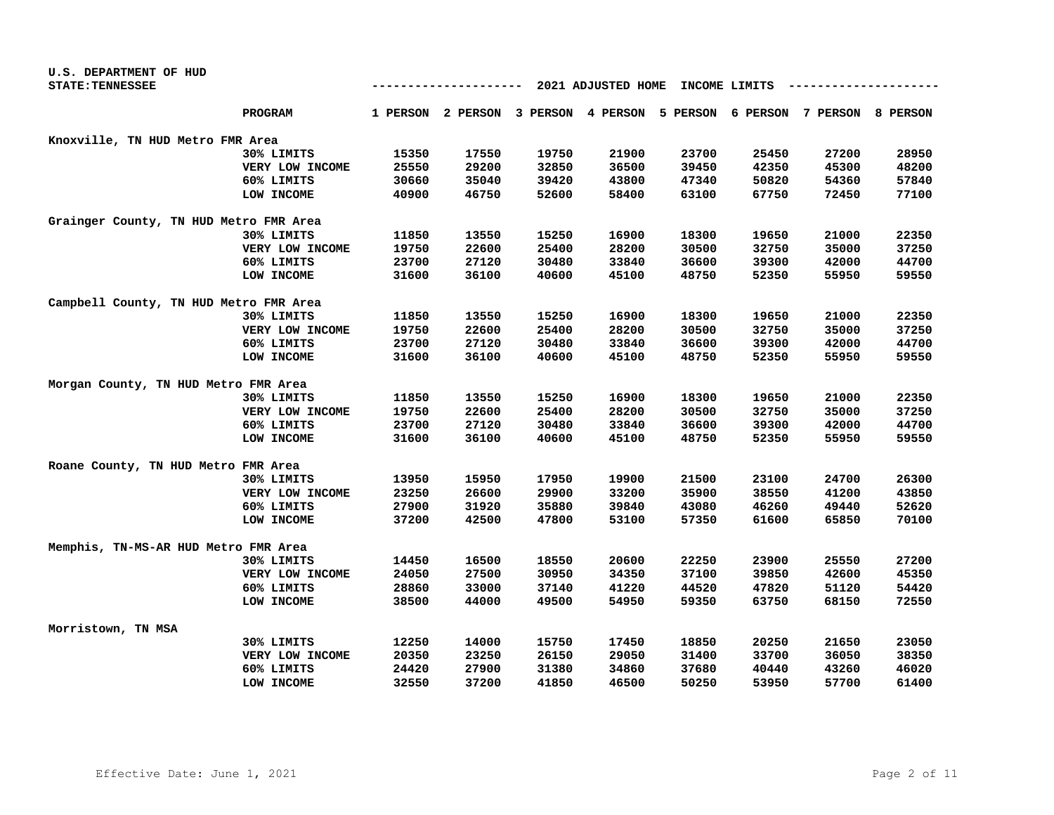U.S. DEPARTMENT OF HUD
STATE: TENNESSEE

## 2021 ADJUSTED HOME INCOME LIMITS

| | PROGRAM | 1 PERSON | 2 PERSON | 3 PERSON | 4 PERSON | 5 PERSON | 6 PERSON | 7 PERSON | 8 PERSON |
|---|---|---|---|---|---|---|---|---|---|
| **Knoxville, TN HUD Metro FMR Area** | | | | | | | | | |
| | 30% LIMITS | 15350 | 17550 | 19750 | 21900 | 23700 | 25450 | 27200 | 28950 |
| | VERY LOW INCOME | 25550 | 29200 | 32850 | 36500 | 39450 | 42350 | 45300 | 48200 |
| | 60% LIMITS | 30660 | 35040 | 39420 | 43800 | 47340 | 50820 | 54360 | 57840 |
| | LOW INCOME | 40900 | 46750 | 52600 | 58400 | 63100 | 67750 | 72450 | 77100 |
| **Grainger County, TN HUD Metro FMR Area** | | | | | | | | | |
| | 30% LIMITS | 11850 | 13550 | 15250 | 16900 | 18300 | 19650 | 21000 | 22350 |
| | VERY LOW INCOME | 19750 | 22600 | 25400 | 28200 | 30500 | 32750 | 35000 | 37250 |
| | 60% LIMITS | 23700 | 27120 | 30480 | 33840 | 36600 | 39300 | 42000 | 44700 |
| | LOW INCOME | 31600 | 36100 | 40600 | 45100 | 48750 | 52350 | 55950 | 59550 |
| **Campbell County, TN HUD Metro FMR Area** | | | | | | | | | |
| | 30% LIMITS | 11850 | 13550 | 15250 | 16900 | 18300 | 19650 | 21000 | 22350 |
| | VERY LOW INCOME | 19750 | 22600 | 25400 | 28200 | 30500 | 32750 | 35000 | 37250 |
| | 60% LIMITS | 23700 | 27120 | 30480 | 33840 | 36600 | 39300 | 42000 | 44700 |
| | LOW INCOME | 31600 | 36100 | 40600 | 45100 | 48750 | 52350 | 55950 | 59550 |
| **Morgan County, TN HUD Metro FMR Area** | | | | | | | | | |
| | 30% LIMITS | 11850 | 13550 | 15250 | 16900 | 18300 | 19650 | 21000 | 22350 |
| | VERY LOW INCOME | 19750 | 22600 | 25400 | 28200 | 30500 | 32750 | 35000 | 37250 |
| | 60% LIMITS | 23700 | 27120 | 30480 | 33840 | 36600 | 39300 | 42000 | 44700 |
| | LOW INCOME | 31600 | 36100 | 40600 | 45100 | 48750 | 52350 | 55950 | 59550 |
| **Roane County, TN HUD Metro FMR Area** | | | | | | | | | |
| | 30% LIMITS | 13950 | 15950 | 17950 | 19900 | 21500 | 23100 | 24700 | 26300 |
| | VERY LOW INCOME | 23250 | 26600 | 29900 | 33200 | 35900 | 38550 | 41200 | 43850 |
| | 60% LIMITS | 27900 | 31920 | 35880 | 39840 | 43080 | 46260 | 49440 | 52620 |
| | LOW INCOME | 37200 | 42500 | 47800 | 53100 | 57350 | 61600 | 65850 | 70100 |
| **Memphis, TN-MS-AR HUD Metro FMR Area** | | | | | | | | | |
| | 30% LIMITS | 14450 | 16500 | 18550 | 20600 | 22250 | 23900 | 25550 | 27200 |
| | VERY LOW INCOME | 24050 | 27500 | 30950 | 34350 | 37100 | 39850 | 42600 | 45350 |
| | 60% LIMITS | 28860 | 33000 | 37140 | 41220 | 44520 | 47820 | 51120 | 54420 |
| | LOW INCOME | 38500 | 44000 | 49500 | 54950 | 59350 | 63750 | 68150 | 72550 |
| **Morristown, TN MSA** | | | | | | | | | |
| | 30% LIMITS | 12250 | 14000 | 15750 | 17450 | 18850 | 20250 | 21650 | 23050 |
| | VERY LOW INCOME | 20350 | 23250 | 26150 | 29050 | 31400 | 33700 | 36050 | 38350 |
| | 60% LIMITS | 24420 | 27900 | 31380 | 34860 | 37680 | 40440 | 43260 | 46020 |
| | LOW INCOME | 32550 | 37200 | 41850 | 46500 | 50250 | 53950 | 57700 | 61400 |

Effective Date: June 1, 2021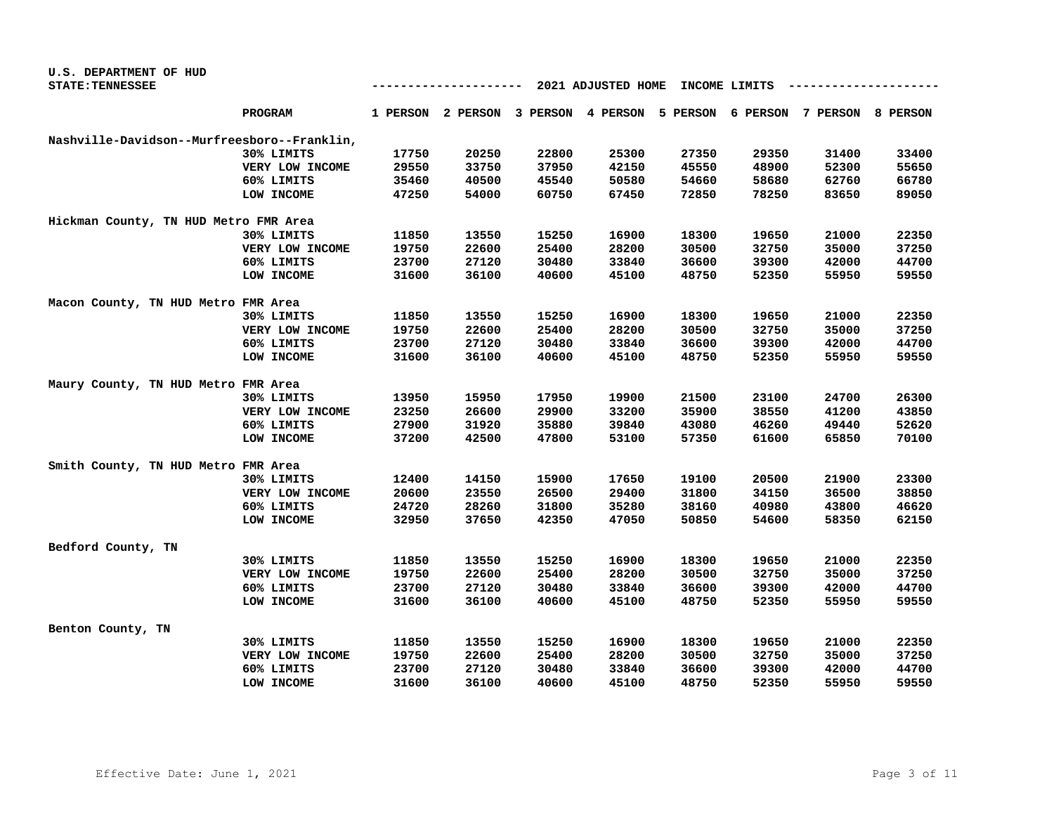U.S. DEPARTMENT OF HUD
STATE: TENNESSEE

2021 ADJUSTED HOME INCOME LIMITS

| | PROGRAM | 1 PERSON | 2 PERSON | 3 PERSON | 4 PERSON | 5 PERSON | 6 PERSON | 7 PERSON | 8 PERSON |
|---|---|---|---|---|---|---|---|---|---|
| Nashville-Davidson--Murfreesboro--Franklin, | | | | | | | | | |
| | 30% LIMITS | 17750 | 20250 | 22800 | 25300 | 27350 | 29350 | 31400 | 33400 |
| | VERY LOW INCOME | 29550 | 33750 | 37950 | 42150 | 45550 | 48900 | 52300 | 55650 |
| | 60% LIMITS | 35460 | 40500 | 45540 | 50580 | 54660 | 58680 | 62760 | 66780 |
| | LOW INCOME | 47250 | 54000 | 60750 | 67450 | 72850 | 78250 | 83650 | 89050 |
| Hickman County, TN HUD Metro FMR Area | | | | | | | | | |
| | 30% LIMITS | 11850 | 13550 | 15250 | 16900 | 18300 | 19650 | 21000 | 22350 |
| | VERY LOW INCOME | 19750 | 22600 | 25400 | 28200 | 30500 | 32750 | 35000 | 37250 |
| | 60% LIMITS | 23700 | 27120 | 30480 | 33840 | 36600 | 39300 | 42000 | 44700 |
| | LOW INCOME | 31600 | 36100 | 40600 | 45100 | 48750 | 52350 | 55950 | 59550 |
| Macon County, TN HUD Metro FMR Area | | | | | | | | | |
| | 30% LIMITS | 11850 | 13550 | 15250 | 16900 | 18300 | 19650 | 21000 | 22350 |
| | VERY LOW INCOME | 19750 | 22600 | 25400 | 28200 | 30500 | 32750 | 35000 | 37250 |
| | 60% LIMITS | 23700 | 27120 | 30480 | 33840 | 36600 | 39300 | 42000 | 44700 |
| | LOW INCOME | 31600 | 36100 | 40600 | 45100 | 48750 | 52350 | 55950 | 59550 |
| Maury County, TN HUD Metro FMR Area | | | | | | | | | |
| | 30% LIMITS | 13950 | 15950 | 17950 | 19900 | 21500 | 23100 | 24700 | 26300 |
| | VERY LOW INCOME | 23250 | 26600 | 29900 | 33200 | 35900 | 38550 | 41200 | 43850 |
| | 60% LIMITS | 27900 | 31920 | 35880 | 39840 | 43080 | 46260 | 49440 | 52620 |
| | LOW INCOME | 37200 | 42500 | 47800 | 53100 | 57350 | 61600 | 65850 | 70100 |
| Smith County, TN HUD Metro FMR Area | | | | | | | | | |
| | 30% LIMITS | 12400 | 14150 | 15900 | 17650 | 19100 | 20500 | 21900 | 23300 |
| | VERY LOW INCOME | 20600 | 23550 | 26500 | 29400 | 31800 | 34150 | 36500 | 38850 |
| | 60% LIMITS | 24720 | 28260 | 31800 | 35280 | 38160 | 40980 | 43800 | 46620 |
| | LOW INCOME | 32950 | 37650 | 42350 | 47050 | 50850 | 54600 | 58350 | 62150 |
| Bedford County, TN | | | | | | | | | |
| | 30% LIMITS | 11850 | 13550 | 15250 | 16900 | 18300 | 19650 | 21000 | 22350 |
| | VERY LOW INCOME | 19750 | 22600 | 25400 | 28200 | 30500 | 32750 | 35000 | 37250 |
| | 60% LIMITS | 23700 | 27120 | 30480 | 33840 | 36600 | 39300 | 42000 | 44700 |
| | LOW INCOME | 31600 | 36100 | 40600 | 45100 | 48750 | 52350 | 55950 | 59550 |
| Benton County, TN | | | | | | | | | |
| | 30% LIMITS | 11850 | 13550 | 15250 | 16900 | 18300 | 19650 | 21000 | 22350 |
| | VERY LOW INCOME | 19750 | 22600 | 25400 | 28200 | 30500 | 32750 | 35000 | 37250 |
| | 60% LIMITS | 23700 | 27120 | 30480 | 33840 | 36600 | 39300 | 42000 | 44700 |
| | LOW INCOME | 31600 | 36100 | 40600 | 45100 | 48750 | 52350 | 55950 | 59550 |

Effective Date: June 1, 2021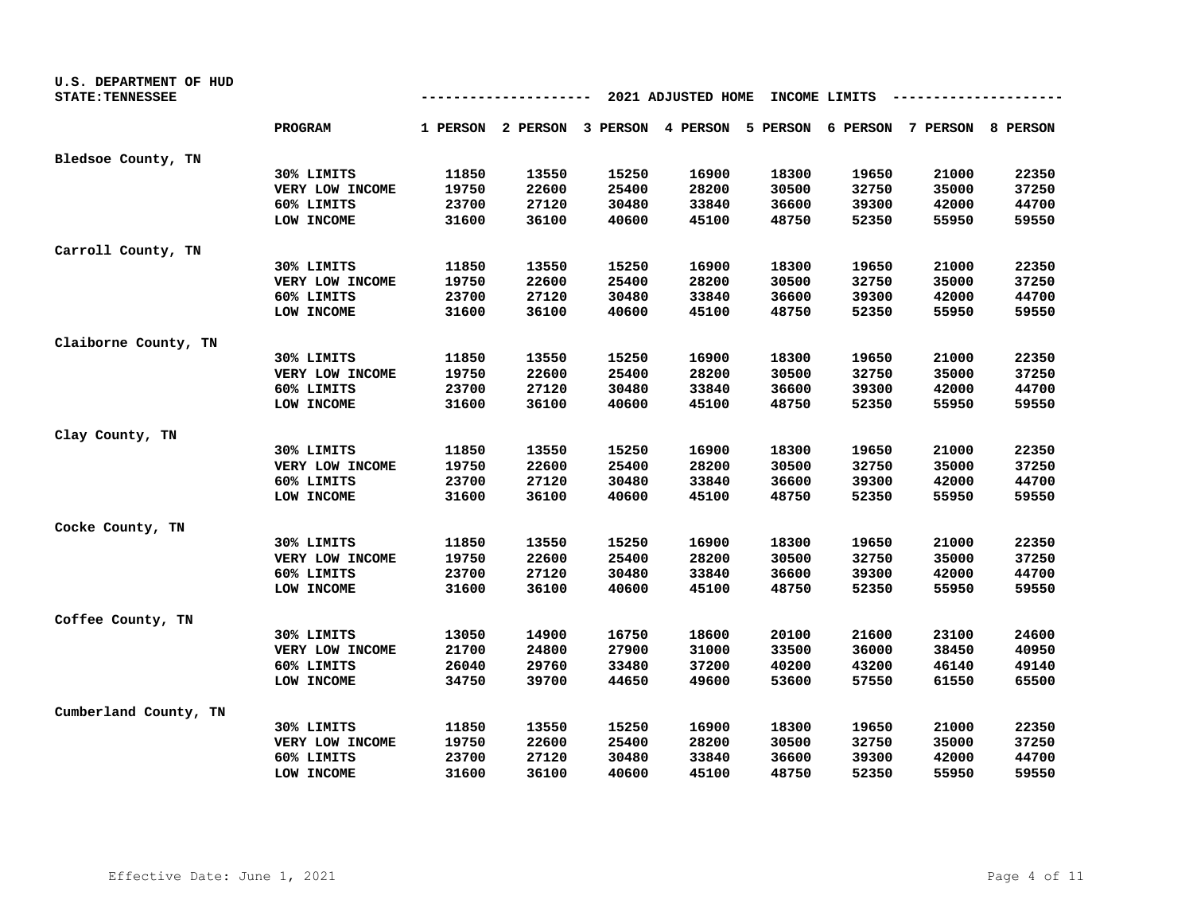U.S. DEPARTMENT OF HUD
STATE: TENNESSEE

## 2021 ADJUSTED HOME INCOME LIMITS

| | PROGRAM | 1 PERSON | 2 PERSON | 3 PERSON | 4 PERSON | 5 PERSON | 6 PERSON | 7 PERSON | 8 PERSON |
|---|---|---|---|---|---|---|---|---|---|
| **Bledsoe County, TN** | | | | | | | | | |
| | 30% LIMITS | 11850 | 13550 | 15250 | 16900 | 18300 | 19650 | 21000 | 22350 |
| | VERY LOW INCOME | 19750 | 22600 | 25400 | 28200 | 30500 | 32750 | 35000 | 37250 |
| | 60% LIMITS | 23700 | 27120 | 30480 | 33840 | 36600 | 39300 | 42000 | 44700 |
| | LOW INCOME | 31600 | 36100 | 40600 | 45100 | 48750 | 52350 | 55950 | 59550 |
| **Carroll County, TN** | | | | | | | | | |
| | 30% LIMITS | 11850 | 13550 | 15250 | 16900 | 18300 | 19650 | 21000 | 22350 |
| | VERY LOW INCOME | 19750 | 22600 | 25400 | 28200 | 30500 | 32750 | 35000 | 37250 |
| | 60% LIMITS | 23700 | 27120 | 30480 | 33840 | 36600 | 39300 | 42000 | 44700 |
| | LOW INCOME | 31600 | 36100 | 40600 | 45100 | 48750 | 52350 | 55950 | 59550 |
| **Claiborne County, TN** | | | | | | | | | |
| | 30% LIMITS | 11850 | 13550 | 15250 | 16900 | 18300 | 19650 | 21000 | 22350 |
| | VERY LOW INCOME | 19750 | 22600 | 25400 | 28200 | 30500 | 32750 | 35000 | 37250 |
| | 60% LIMITS | 23700 | 27120 | 30480 | 33840 | 36600 | 39300 | 42000 | 44700 |
| | LOW INCOME | 31600 | 36100 | 40600 | 45100 | 48750 | 52350 | 55950 | 59550 |
| **Clay County, TN** | | | | | | | | | |
| | 30% LIMITS | 11850 | 13550 | 15250 | 16900 | 18300 | 19650 | 21000 | 22350 |
| | VERY LOW INCOME | 19750 | 22600 | 25400 | 28200 | 30500 | 32750 | 35000 | 37250 |
| | 60% LIMITS | 23700 | 27120 | 30480 | 33840 | 36600 | 39300 | 42000 | 44700 |
| | LOW INCOME | 31600 | 36100 | 40600 | 45100 | 48750 | 52350 | 55950 | 59550 |
| **Cocke County, TN** | | | | | | | | | |
| | 30% LIMITS | 11850 | 13550 | 15250 | 16900 | 18300 | 19650 | 21000 | 22350 |
| | VERY LOW INCOME | 19750 | 22600 | 25400 | 28200 | 30500 | 32750 | 35000 | 37250 |
| | 60% LIMITS | 23700 | 27120 | 30480 | 33840 | 36600 | 39300 | 42000 | 44700 |
| | LOW INCOME | 31600 | 36100 | 40600 | 45100 | 48750 | 52350 | 55950 | 59550 |
| **Coffee County, TN** | | | | | | | | | |
| | 30% LIMITS | 13050 | 14900 | 16750 | 18600 | 20100 | 21600 | 23100 | 24600 |
| | VERY LOW INCOME | 21700 | 24800 | 27900 | 31000 | 33500 | 36000 | 38450 | 40950 |
| | 60% LIMITS | 26040 | 29760 | 33480 | 37200 | 40200 | 43200 | 46140 | 49140 |
| | LOW INCOME | 34750 | 39700 | 44650 | 49600 | 53600 | 57550 | 61550 | 65500 |
| **Cumberland County, TN** | | | | | | | | | |
| | 30% LIMITS | 11850 | 13550 | 15250 | 16900 | 18300 | 19650 | 21000 | 22350 |
| | VERY LOW INCOME | 19750 | 22600 | 25400 | 28200 | 30500 | 32750 | 35000 | 37250 |
| | 60% LIMITS | 23700 | 27120 | 30480 | 33840 | 36600 | 39300 | 42000 | 44700 |
| | LOW INCOME | 31600 | 36100 | 40600 | 45100 | 48750 | 52350 | 55950 | 59550 |

Effective Date: June 1, 2021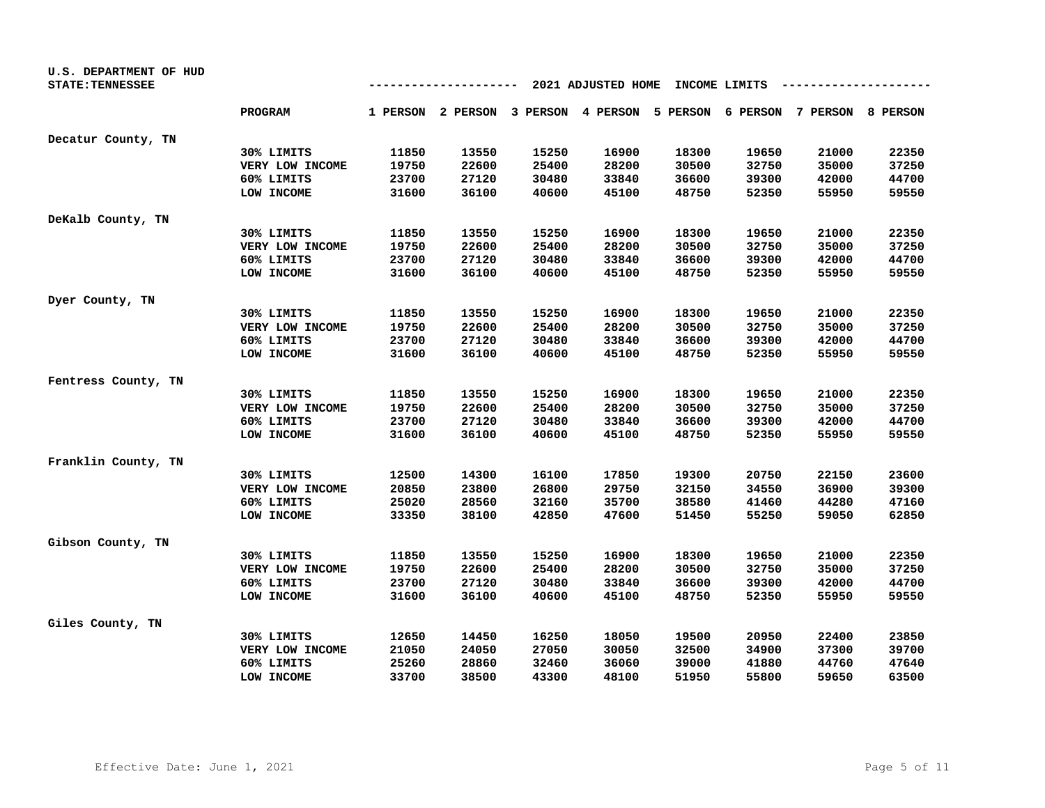U.S. DEPARTMENT OF HUD
STATE: TENNESSEE

## 2021 ADJUSTED HOME INCOME LIMITS

| | PROGRAM | 1 PERSON | 2 PERSON | 3 PERSON | 4 PERSON | 5 PERSON | 6 PERSON | 7 PERSON | 8 PERSON |
|---|---|---|---|---|---|---|---|---|---|
| **Decatur County, TN** | | | | | | | | | |
| | 30% LIMITS | 11850 | 13550 | 15250 | 16900 | 18300 | 19650 | 21000 | 22350 |
| | VERY LOW INCOME | 19750 | 22600 | 25400 | 28200 | 30500 | 32750 | 35000 | 37250 |
| | 60% LIMITS | 23700 | 27120 | 30480 | 33840 | 36600 | 39300 | 42000 | 44700 |
| | LOW INCOME | 31600 | 36100 | 40600 | 45100 | 48750 | 52350 | 55950 | 59550 |
| **DeKalb County, TN** | | | | | | | | | |
| | 30% LIMITS | 11850 | 13550 | 15250 | 16900 | 18300 | 19650 | 21000 | 22350 |
| | VERY LOW INCOME | 19750 | 22600 | 25400 | 28200 | 30500 | 32750 | 35000 | 37250 |
| | 60% LIMITS | 23700 | 27120 | 30480 | 33840 | 36600 | 39300 | 42000 | 44700 |
| | LOW INCOME | 31600 | 36100 | 40600 | 45100 | 48750 | 52350 | 55950 | 59550 |
| **Dyer County, TN** | | | | | | | | | |
| | 30% LIMITS | 11850 | 13550 | 15250 | 16900 | 18300 | 19650 | 21000 | 22350 |
| | VERY LOW INCOME | 19750 | 22600 | 25400 | 28200 | 30500 | 32750 | 35000 | 37250 |
| | 60% LIMITS | 23700 | 27120 | 30480 | 33840 | 36600 | 39300 | 42000 | 44700 |
| | LOW INCOME | 31600 | 36100 | 40600 | 45100 | 48750 | 52350 | 55950 | 59550 |
| **Fentress County, TN** | | | | | | | | | |
| | 30% LIMITS | 11850 | 13550 | 15250 | 16900 | 18300 | 19650 | 21000 | 22350 |
| | VERY LOW INCOME | 19750 | 22600 | 25400 | 28200 | 30500 | 32750 | 35000 | 37250 |
| | 60% LIMITS | 23700 | 27120 | 30480 | 33840 | 36600 | 39300 | 42000 | 44700 |
| | LOW INCOME | 31600 | 36100 | 40600 | 45100 | 48750 | 52350 | 55950 | 59550 |
| **Franklin County, TN** | | | | | | | | | |
| | 30% LIMITS | 12500 | 14300 | 16100 | 17850 | 19300 | 20750 | 22150 | 23600 |
| | VERY LOW INCOME | 20850 | 23800 | 26800 | 29750 | 32150 | 34550 | 36900 | 39300 |
| | 60% LIMITS | 25020 | 28560 | 32160 | 35700 | 38580 | 41460 | 44280 | 47160 |
| | LOW INCOME | 33350 | 38100 | 42850 | 47600 | 51450 | 55250 | 59050 | 62850 |
| **Gibson County, TN** | | | | | | | | | |
| | 30% LIMITS | 11850 | 13550 | 15250 | 16900 | 18300 | 19650 | 21000 | 22350 |
| | VERY LOW INCOME | 19750 | 22600 | 25400 | 28200 | 30500 | 32750 | 35000 | 37250 |
| | 60% LIMITS | 23700 | 27120 | 30480 | 33840 | 36600 | 39300 | 42000 | 44700 |
| | LOW INCOME | 31600 | 36100 | 40600 | 45100 | 48750 | 52350 | 55950 | 59550 |
| **Giles County, TN** | | | | | | | | | |
| | 30% LIMITS | 12650 | 14450 | 16250 | 18050 | 19500 | 20950 | 22400 | 23850 |
| | VERY LOW INCOME | 21050 | 24050 | 27050 | 30050 | 32500 | 34900 | 37300 | 39700 |
| | 60% LIMITS | 25260 | 28860 | 32460 | 36060 | 39000 | 41880 | 44760 | 47640 |
| | LOW INCOME | 33700 | 38500 | 43300 | 48100 | 51950 | 55800 | 59650 | 63500 |

Effective Date: June 1, 2021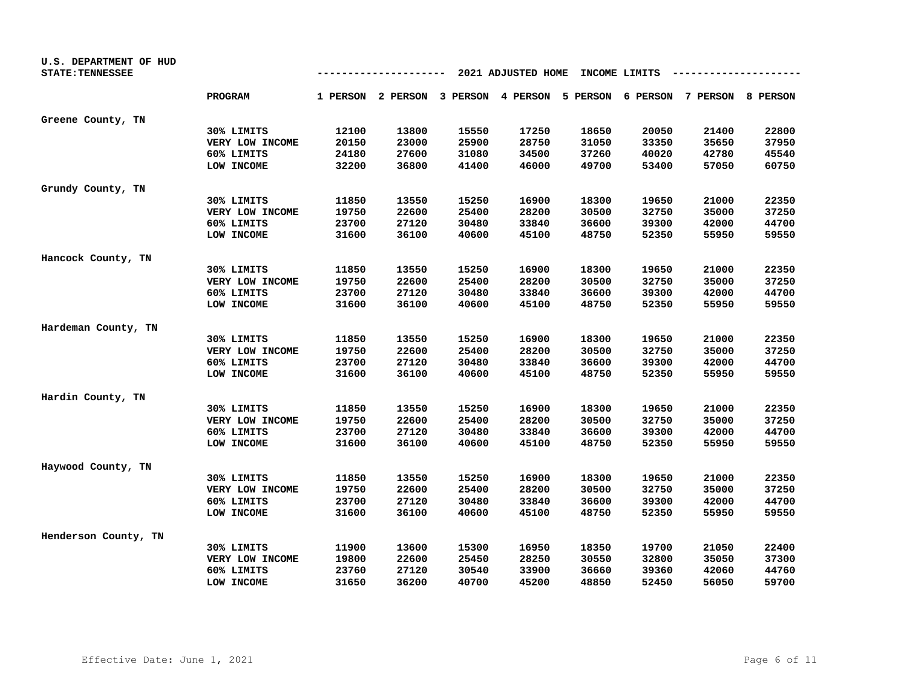U.S. DEPARTMENT OF HUD
STATE: TENNESSEE

2021 ADJUSTED HOME INCOME LIMITS

| | PROGRAM | 1 PERSON | 2 PERSON | 3 PERSON | 4 PERSON | 5 PERSON | 6 PERSON | 7 PERSON | 8 PERSON |
|---|---|---|---|---|---|---|---|---|---|
| Greene County, TN | | | | | | | | | |
| | 30% LIMITS | 12100 | 13800 | 15550 | 17250 | 18650 | 20050 | 21400 | 22800 |
| | VERY LOW INCOME | 20150 | 23000 | 25900 | 28750 | 31050 | 33350 | 35650 | 37950 |
| | 60% LIMITS | 24180 | 27600 | 31080 | 34500 | 37260 | 40020 | 42780 | 45540 |
| | LOW INCOME | 32200 | 36800 | 41400 | 46000 | 49700 | 53400 | 57050 | 60750 |
| Grundy County, TN | | | | | | | | | |
| | 30% LIMITS | 11850 | 13550 | 15250 | 16900 | 18300 | 19650 | 21000 | 22350 |
| | VERY LOW INCOME | 19750 | 22600 | 25400 | 28200 | 30500 | 32750 | 35000 | 37250 |
| | 60% LIMITS | 23700 | 27120 | 30480 | 33840 | 36600 | 39300 | 42000 | 44700 |
| | LOW INCOME | 31600 | 36100 | 40600 | 45100 | 48750 | 52350 | 55950 | 59550 |
| Hancock County, TN | | | | | | | | | |
| | 30% LIMITS | 11850 | 13550 | 15250 | 16900 | 18300 | 19650 | 21000 | 22350 |
| | VERY LOW INCOME | 19750 | 22600 | 25400 | 28200 | 30500 | 32750 | 35000 | 37250 |
| | 60% LIMITS | 23700 | 27120 | 30480 | 33840 | 36600 | 39300 | 42000 | 44700 |
| | LOW INCOME | 31600 | 36100 | 40600 | 45100 | 48750 | 52350 | 55950 | 59550 |
| Hardeman County, TN | | | | | | | | | |
| | 30% LIMITS | 11850 | 13550 | 15250 | 16900 | 18300 | 19650 | 21000 | 22350 |
| | VERY LOW INCOME | 19750 | 22600 | 25400 | 28200 | 30500 | 32750 | 35000 | 37250 |
| | 60% LIMITS | 23700 | 27120 | 30480 | 33840 | 36600 | 39300 | 42000 | 44700 |
| | LOW INCOME | 31600 | 36100 | 40600 | 45100 | 48750 | 52350 | 55950 | 59550 |
| Hardin County, TN | | | | | | | | | |
| | 30% LIMITS | 11850 | 13550 | 15250 | 16900 | 18300 | 19650 | 21000 | 22350 |
| | VERY LOW INCOME | 19750 | 22600 | 25400 | 28200 | 30500 | 32750 | 35000 | 37250 |
| | 60% LIMITS | 23700 | 27120 | 30480 | 33840 | 36600 | 39300 | 42000 | 44700 |
| | LOW INCOME | 31600 | 36100 | 40600 | 45100 | 48750 | 52350 | 55950 | 59550 |
| Haywood County, TN | | | | | | | | | |
| | 30% LIMITS | 11850 | 13550 | 15250 | 16900 | 18300 | 19650 | 21000 | 22350 |
| | VERY LOW INCOME | 19750 | 22600 | 25400 | 28200 | 30500 | 32750 | 35000 | 37250 |
| | 60% LIMITS | 23700 | 27120 | 30480 | 33840 | 36600 | 39300 | 42000 | 44700 |
| | LOW INCOME | 31600 | 36100 | 40600 | 45100 | 48750 | 52350 | 55950 | 59550 |
| Henderson County, TN | | | | | | | | | |
| | 30% LIMITS | 11900 | 13600 | 15300 | 16950 | 18350 | 19700 | 21050 | 22400 |
| | VERY LOW INCOME | 19800 | 22600 | 25450 | 28250 | 30550 | 32800 | 35050 | 37300 |
| | 60% LIMITS | 23760 | 27120 | 30540 | 33900 | 36660 | 39360 | 42060 | 44760 |
| | LOW INCOME | 31650 | 36200 | 40700 | 45200 | 48850 | 52450 | 56050 | 59700 |

Effective Date: June 1, 2021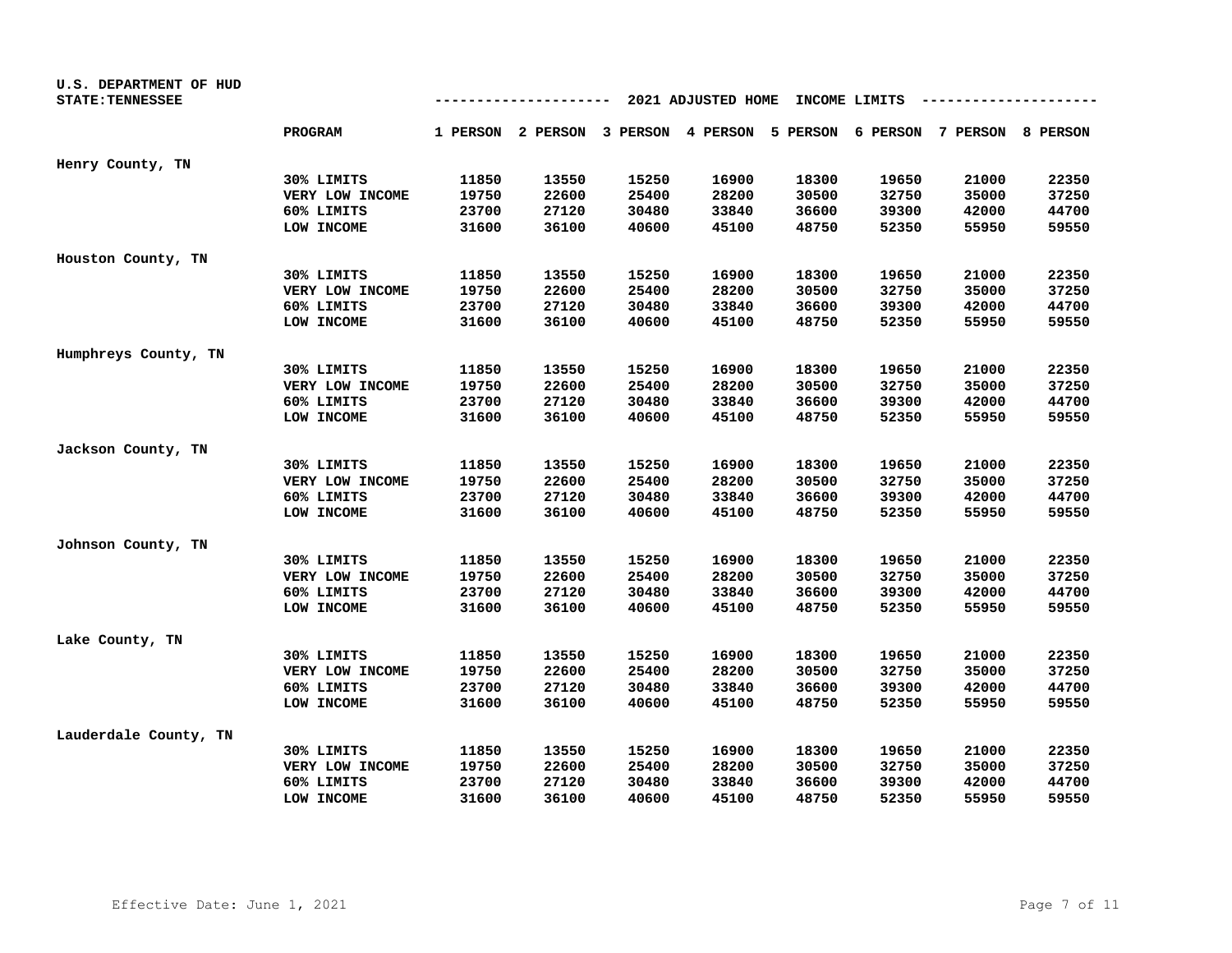U.S. DEPARTMENT OF HUD
STATE:TENNESSEE

## 2021 ADJUSTED HOME INCOME LIMITS

| | PROGRAM | 1 PERSON | 2 PERSON | 3 PERSON | 4 PERSON | 5 PERSON | 6 PERSON | 7 PERSON | 8 PERSON |
|---|---|---|---|---|---|---|---|---|---|
| Henry County, TN | | | | | | | | | |
| | 30% LIMITS | 11850 | 13550 | 15250 | 16900 | 18300 | 19650 | 21000 | 22350 |
| | VERY LOW INCOME | 19750 | 22600 | 25400 | 28200 | 30500 | 32750 | 35000 | 37250 |
| | 60% LIMITS | 23700 | 27120 | 30480 | 33840 | 36600 | 39300 | 42000 | 44700 |
| | LOW INCOME | 31600 | 36100 | 40600 | 45100 | 48750 | 52350 | 55950 | 59550 |
| Houston County, TN | | | | | | | | | |
| | 30% LIMITS | 11850 | 13550 | 15250 | 16900 | 18300 | 19650 | 21000 | 22350 |
| | VERY LOW INCOME | 19750 | 22600 | 25400 | 28200 | 30500 | 32750 | 35000 | 37250 |
| | 60% LIMITS | 23700 | 27120 | 30480 | 33840 | 36600 | 39300 | 42000 | 44700 |
| | LOW INCOME | 31600 | 36100 | 40600 | 45100 | 48750 | 52350 | 55950 | 59550 |
| Humphreys County, TN | | | | | | | | | |
| | 30% LIMITS | 11850 | 13550 | 15250 | 16900 | 18300 | 19650 | 21000 | 22350 |
| | VERY LOW INCOME | 19750 | 22600 | 25400 | 28200 | 30500 | 32750 | 35000 | 37250 |
| | 60% LIMITS | 23700 | 27120 | 30480 | 33840 | 36600 | 39300 | 42000 | 44700 |
| | LOW INCOME | 31600 | 36100 | 40600 | 45100 | 48750 | 52350 | 55950 | 59550 |
| Jackson County, TN | | | | | | | | | |
| | 30% LIMITS | 11850 | 13550 | 15250 | 16900 | 18300 | 19650 | 21000 | 22350 |
| | VERY LOW INCOME | 19750 | 22600 | 25400 | 28200 | 30500 | 32750 | 35000 | 37250 |
| | 60% LIMITS | 23700 | 27120 | 30480 | 33840 | 36600 | 39300 | 42000 | 44700 |
| | LOW INCOME | 31600 | 36100 | 40600 | 45100 | 48750 | 52350 | 55950 | 59550 |
| Johnson County, TN | | | | | | | | | |
| | 30% LIMITS | 11850 | 13550 | 15250 | 16900 | 18300 | 19650 | 21000 | 22350 |
| | VERY LOW INCOME | 19750 | 22600 | 25400 | 28200 | 30500 | 32750 | 35000 | 37250 |
| | 60% LIMITS | 23700 | 27120 | 30480 | 33840 | 36600 | 39300 | 42000 | 44700 |
| | LOW INCOME | 31600 | 36100 | 40600 | 45100 | 48750 | 52350 | 55950 | 59550 |
| Lake County, TN | | | | | | | | | |
| | 30% LIMITS | 11850 | 13550 | 15250 | 16900 | 18300 | 19650 | 21000 | 22350 |
| | VERY LOW INCOME | 19750 | 22600 | 25400 | 28200 | 30500 | 32750 | 35000 | 37250 |
| | 60% LIMITS | 23700 | 27120 | 30480 | 33840 | 36600 | 39300 | 42000 | 44700 |
| | LOW INCOME | 31600 | 36100 | 40600 | 45100 | 48750 | 52350 | 55950 | 59550 |
| Lauderdale County, TN | | | | | | | | | |
| | 30% LIMITS | 11850 | 13550 | 15250 | 16900 | 18300 | 19650 | 21000 | 22350 |
| | VERY LOW INCOME | 19750 | 22600 | 25400 | 28200 | 30500 | 32750 | 35000 | 37250 |
| | 60% LIMITS | 23700 | 27120 | 30480 | 33840 | 36600 | 39300 | 42000 | 44700 |
| | LOW INCOME | 31600 | 36100 | 40600 | 45100 | 48750 | 52350 | 55950 | 59550 |

Effective Date: June 1, 2021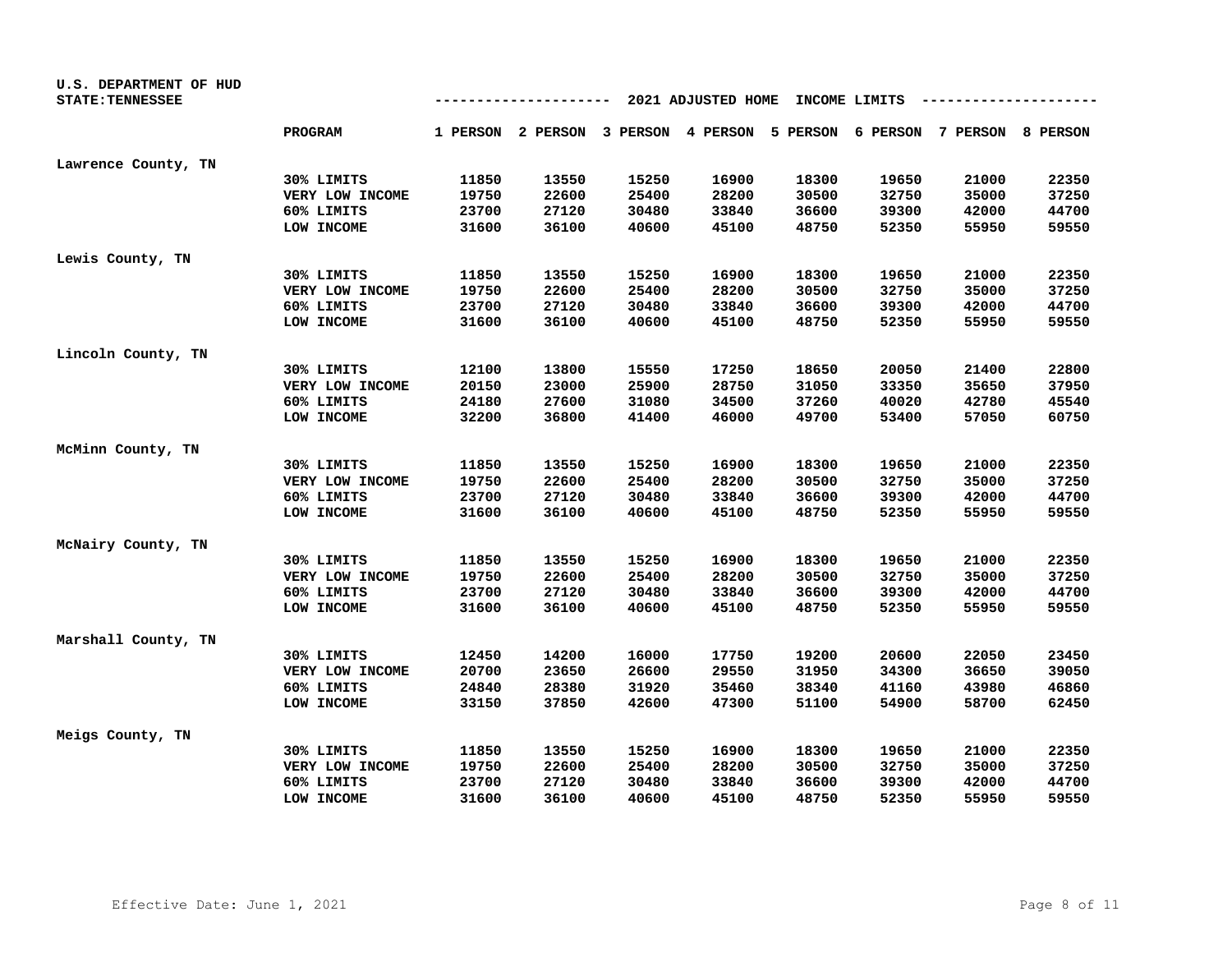U.S. DEPARTMENT OF HUD
STATE:TENNESSEE

## 2021 ADJUSTED HOME INCOME LIMITS

| | PROGRAM | 1 PERSON | 2 PERSON | 3 PERSON | 4 PERSON | 5 PERSON | 6 PERSON | 7 PERSON | 8 PERSON |
|---|---|---|---|---|---|---|---|---|---|
| Lawrence County, TN | | | | | | | | | |
| | 30% LIMITS | 11850 | 13550 | 15250 | 16900 | 18300 | 19650 | 21000 | 22350 |
| | VERY LOW INCOME | 19750 | 22600 | 25400 | 28200 | 30500 | 32750 | 35000 | 37250 |
| | 60% LIMITS | 23700 | 27120 | 30480 | 33840 | 36600 | 39300 | 42000 | 44700 |
| | LOW INCOME | 31600 | 36100 | 40600 | 45100 | 48750 | 52350 | 55950 | 59550 |
| Lewis County, TN | | | | | | | | | |
| | 30% LIMITS | 11850 | 13550 | 15250 | 16900 | 18300 | 19650 | 21000 | 22350 |
| | VERY LOW INCOME | 19750 | 22600 | 25400 | 28200 | 30500 | 32750 | 35000 | 37250 |
| | 60% LIMITS | 23700 | 27120 | 30480 | 33840 | 36600 | 39300 | 42000 | 44700 |
| | LOW INCOME | 31600 | 36100 | 40600 | 45100 | 48750 | 52350 | 55950 | 59550 |
| Lincoln County, TN | | | | | | | | | |
| | 30% LIMITS | 12100 | 13800 | 15550 | 17250 | 18650 | 20050 | 21400 | 22800 |
| | VERY LOW INCOME | 20150 | 23000 | 25900 | 28750 | 31050 | 33350 | 35650 | 37950 |
| | 60% LIMITS | 24180 | 27600 | 31080 | 34500 | 37260 | 40020 | 42780 | 45540 |
| | LOW INCOME | 32200 | 36800 | 41400 | 46000 | 49700 | 53400 | 57050 | 60750 |
| McMinn County, TN | | | | | | | | | |
| | 30% LIMITS | 11850 | 13550 | 15250 | 16900 | 18300 | 19650 | 21000 | 22350 |
| | VERY LOW INCOME | 19750 | 22600 | 25400 | 28200 | 30500 | 32750 | 35000 | 37250 |
| | 60% LIMITS | 23700 | 27120 | 30480 | 33840 | 36600 | 39300 | 42000 | 44700 |
| | LOW INCOME | 31600 | 36100 | 40600 | 45100 | 48750 | 52350 | 55950 | 59550 |
| McNairy County, TN | | | | | | | | | |
| | 30% LIMITS | 11850 | 13550 | 15250 | 16900 | 18300 | 19650 | 21000 | 22350 |
| | VERY LOW INCOME | 19750 | 22600 | 25400 | 28200 | 30500 | 32750 | 35000 | 37250 |
| | 60% LIMITS | 23700 | 27120 | 30480 | 33840 | 36600 | 39300 | 42000 | 44700 |
| | LOW INCOME | 31600 | 36100 | 40600 | 45100 | 48750 | 52350 | 55950 | 59550 |
| Marshall County, TN | | | | | | | | | |
| | 30% LIMITS | 12450 | 14200 | 16000 | 17750 | 19200 | 20600 | 22050 | 23450 |
| | VERY LOW INCOME | 20700 | 23650 | 26600 | 29550 | 31950 | 34300 | 36650 | 39050 |
| | 60% LIMITS | 24840 | 28380 | 31920 | 35460 | 38340 | 41160 | 43980 | 46860 |
| | LOW INCOME | 33150 | 37850 | 42600 | 47300 | 51100 | 54900 | 58700 | 62450 |
| Meigs County, TN | | | | | | | | | |
| | 30% LIMITS | 11850 | 13550 | 15250 | 16900 | 18300 | 19650 | 21000 | 22350 |
| | VERY LOW INCOME | 19750 | 22600 | 25400 | 28200 | 30500 | 32750 | 35000 | 37250 |
| | 60% LIMITS | 23700 | 27120 | 30480 | 33840 | 36600 | 39300 | 42000 | 44700 |
| | LOW INCOME | 31600 | 36100 | 40600 | 45100 | 48750 | 52350 | 55950 | 59550 |

Effective Date: June 1, 2021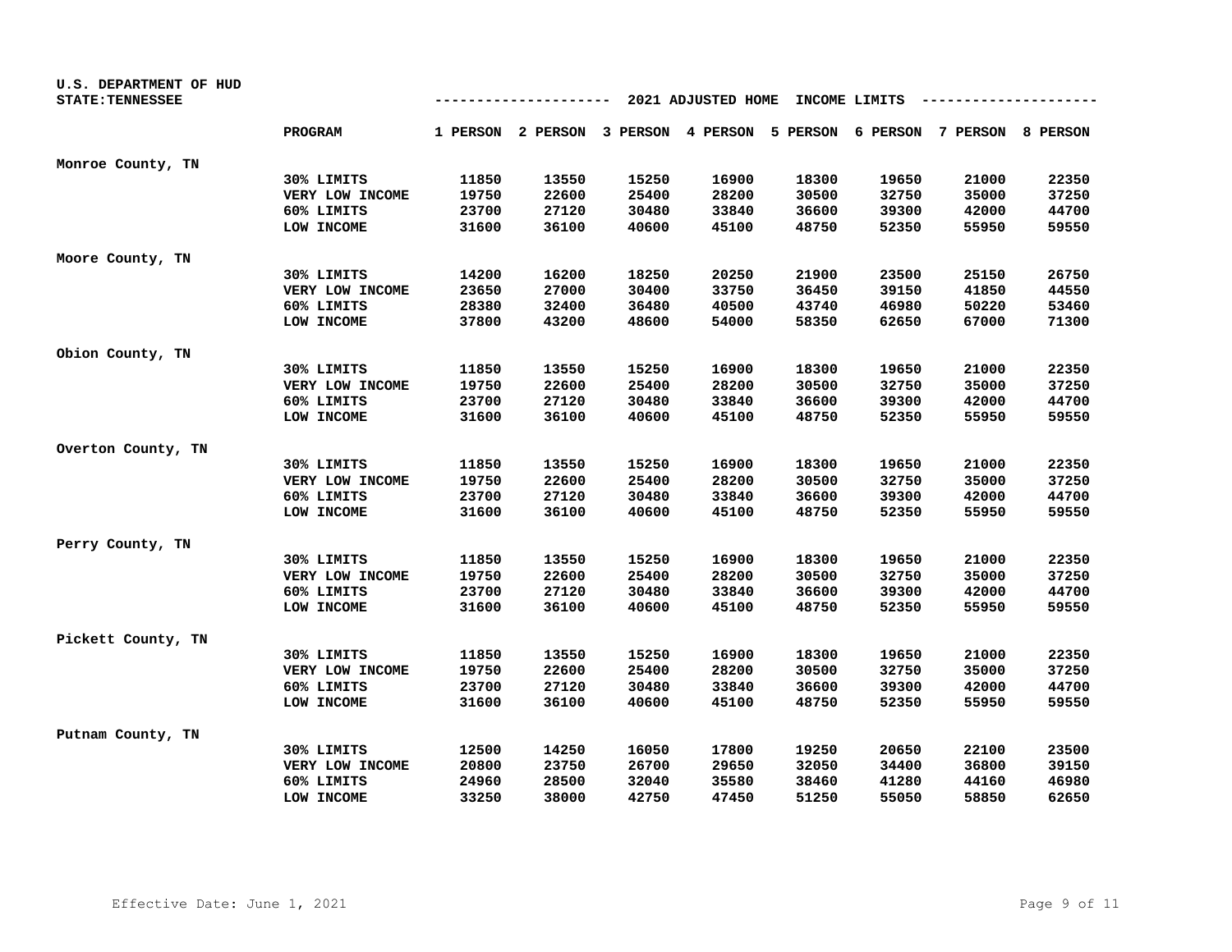U.S. DEPARTMENT OF HUD
STATE:TENNESSEE

## 2021 ADJUSTED HOME INCOME LIMITS

| | PROGRAM | 1 PERSON | 2 PERSON | 3 PERSON | 4 PERSON | 5 PERSON | 6 PERSON | 7 PERSON | 8 PERSON |
|---|---|---|---|---|---|---|---|---|---|
| Monroe County, TN | | | | | | | | | |
| | 30% LIMITS | 11850 | 13550 | 15250 | 16900 | 18300 | 19650 | 21000 | 22350 |
| | VERY LOW INCOME | 19750 | 22600 | 25400 | 28200 | 30500 | 32750 | 35000 | 37250 |
| | 60% LIMITS | 23700 | 27120 | 30480 | 33840 | 36600 | 39300 | 42000 | 44700 |
| | LOW INCOME | 31600 | 36100 | 40600 | 45100 | 48750 | 52350 | 55950 | 59550 |
| Moore County, TN | | | | | | | | | |
| | 30% LIMITS | 14200 | 16200 | 18250 | 20250 | 21900 | 23500 | 25150 | 26750 |
| | VERY LOW INCOME | 23650 | 27000 | 30400 | 33750 | 36450 | 39150 | 41850 | 44550 |
| | 60% LIMITS | 28380 | 32400 | 36480 | 40500 | 43740 | 46980 | 50220 | 53460 |
| | LOW INCOME | 37800 | 43200 | 48600 | 54000 | 58350 | 62650 | 67000 | 71300 |
| Obion County, TN | | | | | | | | | |
| | 30% LIMITS | 11850 | 13550 | 15250 | 16900 | 18300 | 19650 | 21000 | 22350 |
| | VERY LOW INCOME | 19750 | 22600 | 25400 | 28200 | 30500 | 32750 | 35000 | 37250 |
| | 60% LIMITS | 23700 | 27120 | 30480 | 33840 | 36600 | 39300 | 42000 | 44700 |
| | LOW INCOME | 31600 | 36100 | 40600 | 45100 | 48750 | 52350 | 55950 | 59550 |
| Overton County, TN | | | | | | | | | |
| | 30% LIMITS | 11850 | 13550 | 15250 | 16900 | 18300 | 19650 | 21000 | 22350 |
| | VERY LOW INCOME | 19750 | 22600 | 25400 | 28200 | 30500 | 32750 | 35000 | 37250 |
| | 60% LIMITS | 23700 | 27120 | 30480 | 33840 | 36600 | 39300 | 42000 | 44700 |
| | LOW INCOME | 31600 | 36100 | 40600 | 45100 | 48750 | 52350 | 55950 | 59550 |
| Perry County, TN | | | | | | | | | |
| | 30% LIMITS | 11850 | 13550 | 15250 | 16900 | 18300 | 19650 | 21000 | 22350 |
| | VERY LOW INCOME | 19750 | 22600 | 25400 | 28200 | 30500 | 32750 | 35000 | 37250 |
| | 60% LIMITS | 23700 | 27120 | 30480 | 33840 | 36600 | 39300 | 42000 | 44700 |
| | LOW INCOME | 31600 | 36100 | 40600 | 45100 | 48750 | 52350 | 55950 | 59550 |
| Pickett County, TN | | | | | | | | | |
| | 30% LIMITS | 11850 | 13550 | 15250 | 16900 | 18300 | 19650 | 21000 | 22350 |
| | VERY LOW INCOME | 19750 | 22600 | 25400 | 28200 | 30500 | 32750 | 35000 | 37250 |
| | 60% LIMITS | 23700 | 27120 | 30480 | 33840 | 36600 | 39300 | 42000 | 44700 |
| | LOW INCOME | 31600 | 36100 | 40600 | 45100 | 48750 | 52350 | 55950 | 59550 |
| Putnam County, TN | | | | | | | | | |
| | 30% LIMITS | 12500 | 14250 | 16050 | 17800 | 19250 | 20650 | 22100 | 23500 |
| | VERY LOW INCOME | 20800 | 23750 | 26700 | 29650 | 32050 | 34400 | 36800 | 39150 |
| | 60% LIMITS | 24960 | 28500 | 32040 | 35580 | 38460 | 41280 | 44160 | 46980 |
| | LOW INCOME | 33250 | 38000 | 42750 | 47450 | 51250 | 55050 | 58850 | 62650 |

Effective Date: June 1, 2021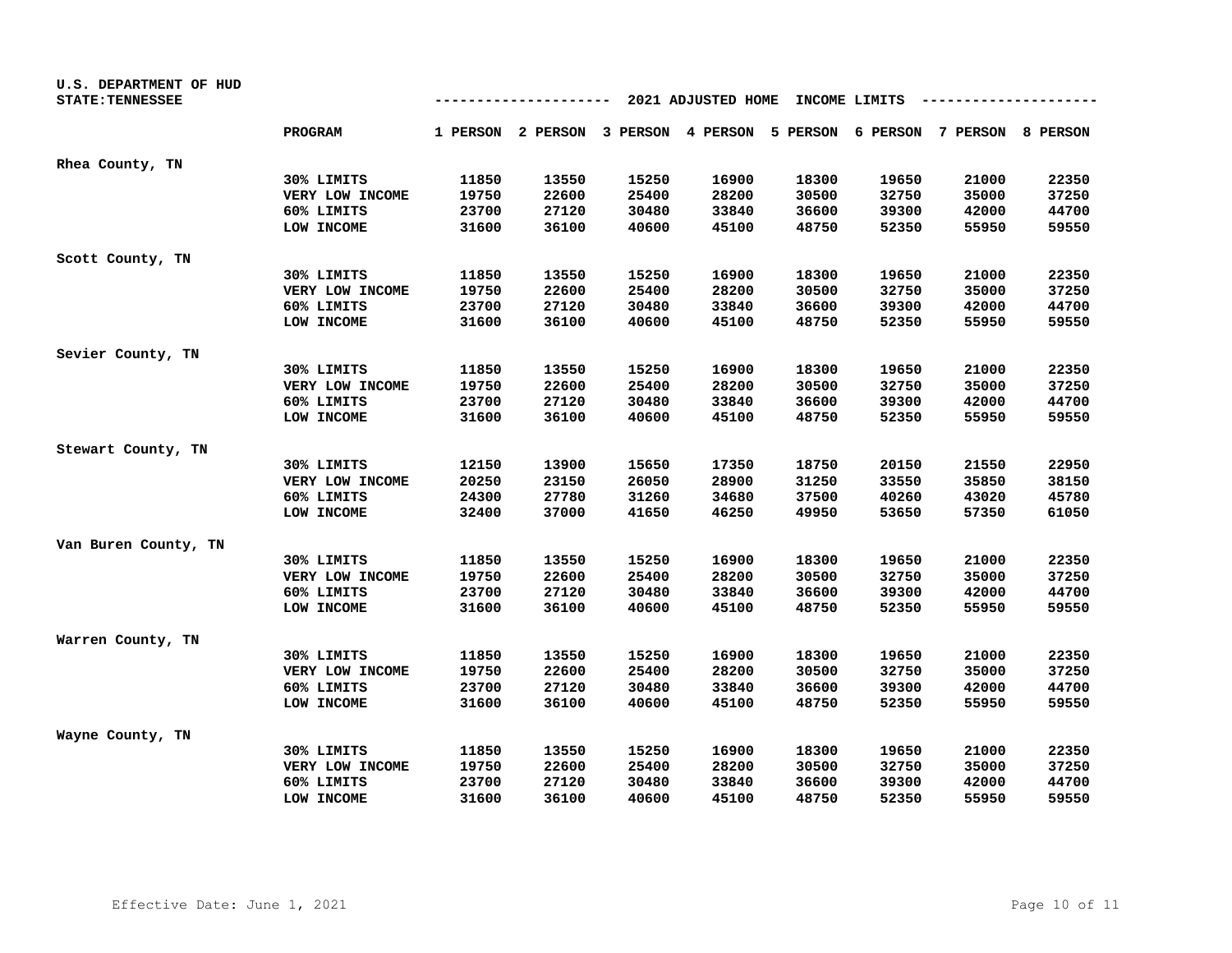U.S. DEPARTMENT OF HUD
STATE:TENNESSEE

2021 ADJUSTED HOME INCOME LIMITS

| | PROGRAM | 1 PERSON | 2 PERSON | 3 PERSON | 4 PERSON | 5 PERSON | 6 PERSON | 7 PERSON | 8 PERSON |
|---|---|---|---|---|---|---|---|---|---|
| Rhea County, TN | | | | | | | | | |
| | 30% LIMITS | 11850 | 13550 | 15250 | 16900 | 18300 | 19650 | 21000 | 22350 |
| | VERY LOW INCOME | 19750 | 22600 | 25400 | 28200 | 30500 | 32750 | 35000 | 37250 |
| | 60% LIMITS | 23700 | 27120 | 30480 | 33840 | 36600 | 39300 | 42000 | 44700 |
| | LOW INCOME | 31600 | 36100 | 40600 | 45100 | 48750 | 52350 | 55950 | 59550 |
| Scott County, TN | | | | | | | | | |
| | 30% LIMITS | 11850 | 13550 | 15250 | 16900 | 18300 | 19650 | 21000 | 22350 |
| | VERY LOW INCOME | 19750 | 22600 | 25400 | 28200 | 30500 | 32750 | 35000 | 37250 |
| | 60% LIMITS | 23700 | 27120 | 30480 | 33840 | 36600 | 39300 | 42000 | 44700 |
| | LOW INCOME | 31600 | 36100 | 40600 | 45100 | 48750 | 52350 | 55950 | 59550 |
| Sevier County, TN | | | | | | | | | |
| | 30% LIMITS | 11850 | 13550 | 15250 | 16900 | 18300 | 19650 | 21000 | 22350 |
| | VERY LOW INCOME | 19750 | 22600 | 25400 | 28200 | 30500 | 32750 | 35000 | 37250 |
| | 60% LIMITS | 23700 | 27120 | 30480 | 33840 | 36600 | 39300 | 42000 | 44700 |
| | LOW INCOME | 31600 | 36100 | 40600 | 45100 | 48750 | 52350 | 55950 | 59550 |
| Stewart County, TN | | | | | | | | | |
| | 30% LIMITS | 12150 | 13900 | 15650 | 17350 | 18750 | 20150 | 21550 | 22950 |
| | VERY LOW INCOME | 20250 | 23150 | 26050 | 28900 | 31250 | 33550 | 35850 | 38150 |
| | 60% LIMITS | 24300 | 27780 | 31260 | 34680 | 37500 | 40260 | 43020 | 45780 |
| | LOW INCOME | 32400 | 37000 | 41650 | 46250 | 49950 | 53650 | 57350 | 61050 |
| Van Buren County, TN | | | | | | | | | |
| | 30% LIMITS | 11850 | 13550 | 15250 | 16900 | 18300 | 19650 | 21000 | 22350 |
| | VERY LOW INCOME | 19750 | 22600 | 25400 | 28200 | 30500 | 32750 | 35000 | 37250 |
| | 60% LIMITS | 23700 | 27120 | 30480 | 33840 | 36600 | 39300 | 42000 | 44700 |
| | LOW INCOME | 31600 | 36100 | 40600 | 45100 | 48750 | 52350 | 55950 | 59550 |
| Warren County, TN | | | | | | | | | |
| | 30% LIMITS | 11850 | 13550 | 15250 | 16900 | 18300 | 19650 | 21000 | 22350 |
| | VERY LOW INCOME | 19750 | 22600 | 25400 | 28200 | 30500 | 32750 | 35000 | 37250 |
| | 60% LIMITS | 23700 | 27120 | 30480 | 33840 | 36600 | 39300 | 42000 | 44700 |
| | LOW INCOME | 31600 | 36100 | 40600 | 45100 | 48750 | 52350 | 55950 | 59550 |
| Wayne County, TN | | | | | | | | | |
| | 30% LIMITS | 11850 | 13550 | 15250 | 16900 | 18300 | 19650 | 21000 | 22350 |
| | VERY LOW INCOME | 19750 | 22600 | 25400 | 28200 | 30500 | 32750 | 35000 | 37250 |
| | 60% LIMITS | 23700 | 27120 | 30480 | 33840 | 36600 | 39300 | 42000 | 44700 |
| | LOW INCOME | 31600 | 36100 | 40600 | 45100 | 48750 | 52350 | 55950 | 59550 |

Effective Date: June 1, 2021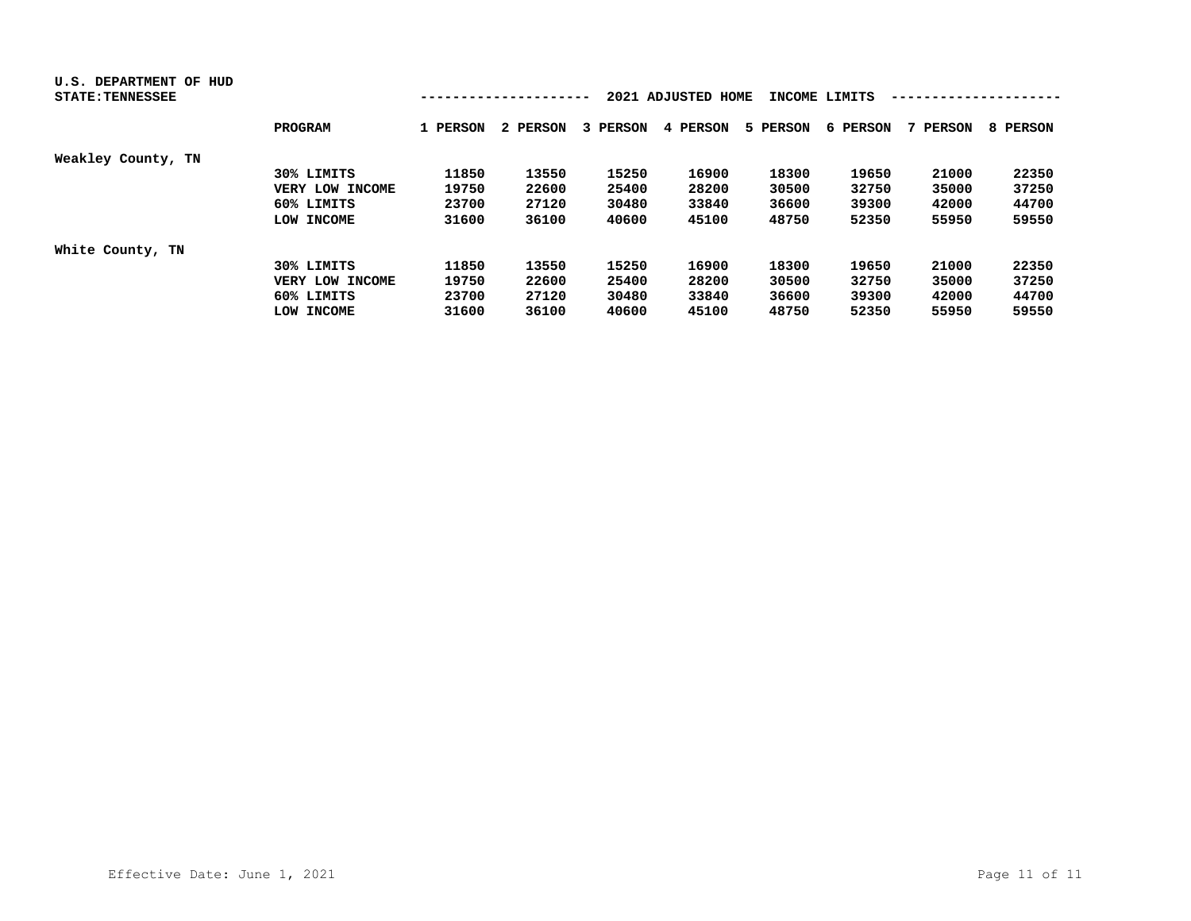U.S. DEPARTMENT OF HUD
STATE:TENNESSEE

## 2021 ADJUSTED HOME INCOME LIMITS

| | PROGRAM | 1 PERSON | 2 PERSON | 3 PERSON | 4 PERSON | 5 PERSON | 6 PERSON | 7 PERSON | 8 PERSON |
|---|---|---|---|---|---|---|---|---|---|
| Weakley County, TN | | | | | | | | | |
| | 30% LIMITS | 11850 | 13550 | 15250 | 16900 | 18300 | 19650 | 21000 | 22350 |
| | VERY LOW INCOME | 19750 | 22600 | 25400 | 28200 | 30500 | 32750 | 35000 | 37250 |
| | 60% LIMITS | 23700 | 27120 | 30480 | 33840 | 36600 | 39300 | 42000 | 44700 |
| | LOW INCOME | 31600 | 36100 | 40600 | 45100 | 48750 | 52350 | 55950 | 59550 |
| White County, TN | | | | | | | | | |
| | 30% LIMITS | 11850 | 13550 | 15250 | 16900 | 18300 | 19650 | 21000 | 22350 |
| | VERY LOW INCOME | 19750 | 22600 | 25400 | 28200 | 30500 | 32750 | 35000 | 37250 |
| | 60% LIMITS | 23700 | 27120 | 30480 | 33840 | 36600 | 39300 | 42000 | 44700 |
| | LOW INCOME | 31600 | 36100 | 40600 | 45100 | 48750 | 52350 | 55950 | 59550 |

Effective Date: June 1, 2021